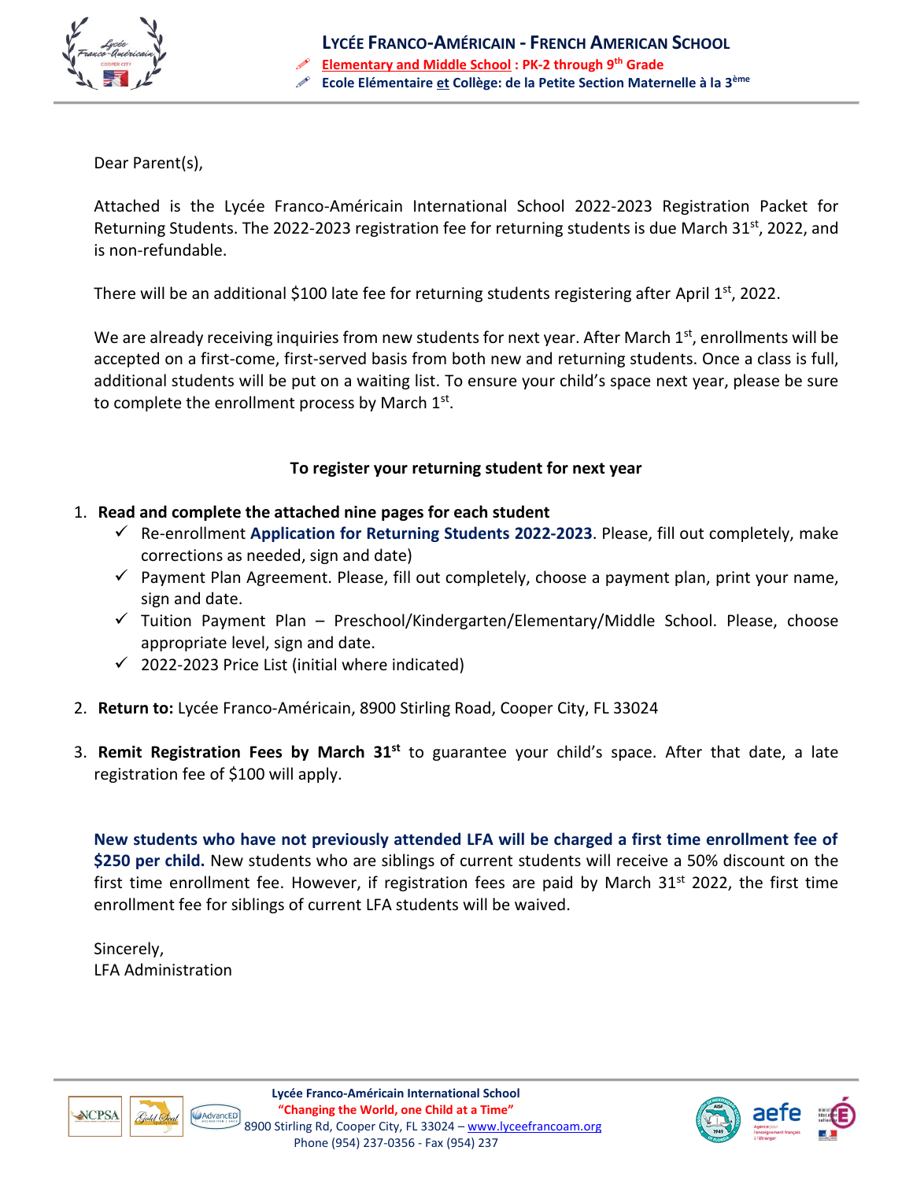# LYCÉE FRANCO-AMÉRICAIN - FRENCH AMERICAN SCHOOL

**Elementary and Middle School : PK-2 through 9th Grade**

**Ecole Elémentaire et Collège: de la Petite Section Maternelle à la 3ème**

Dear Parent(s),

Attached is the Lycée Franco-Américain International School 2022-2023 Registration Packet for Returning Students. The 2022-2023 registration fee for returning students is due March 31st, 2022, and is non-refundable.

There will be an additional $100 late fee for returning students registering after April 1st, 2022.

We are already receiving inquiries from new students for next year. After March 1st, enrollments will be accepted on a first-come, first-served basis from both new and returning students. Once a class is full, additional students will be put on a waiting list. To ensure your child's space next year, please be sure to complete the enrollment process by March 1st.

**To register your returning student for next year**

1. **Read and complete the attached nine pages for each student**
   - ✓ Re-enrollment **Application for Returning Students 2022-2023**. Please, fill out completely, make corrections as needed, sign and date)
   - ✓ Payment Plan Agreement. Please, fill out completely, choose a payment plan, print your name, sign and date.
   - ✓ Tuition Payment Plan – Preschool/Kindergarten/Elementary/Middle School. Please, choose appropriate level, sign and date.
   - ✓ 2022-2023 Price List (initial where indicated)
2. **Return to:** Lycée Franco-Américain, 8900 Stirling Road, Cooper City, FL 33024
3. **Remit Registration Fees by March 31st** to guarantee your child's space. After that date, a late registration fee of $100 will apply.

**New students who have not previously attended LFA will be charged a first time enrollment fee of $250 per child.** New students who are siblings of current students will receive a 50% discount on the first time enrollment fee. However, if registration fees are paid by March 31st 2022, the first time enrollment fee for siblings of current LFA students will be waived.

Sincerely,
LFA Administration

**Lycée Franco-Américain International School**
**"Changing the World, one Child at a Time"**
8900 Stirling Rd, Cooper City, FL 33024 – www.lyceefrancoam.org
Phone (954) 237-0356 - Fax (954) 237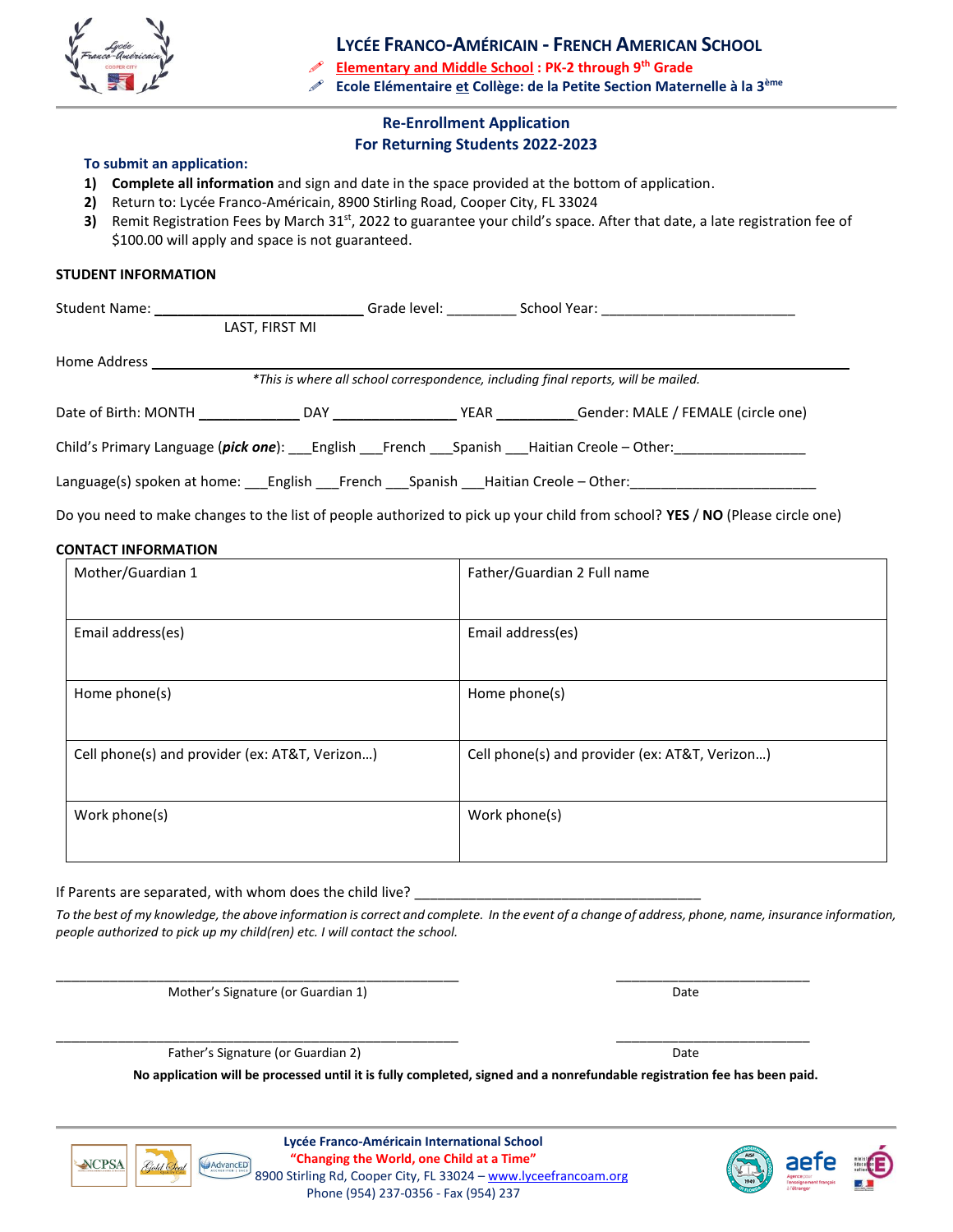# LYCÉE FRANCO-AMÉRICAIN - FRENCH AMERICAN SCHOOL

**Elementary and Middle School : PK-2 through 9th Grade**

**Ecole Elémentaire et Collège: de la Petite Section Maternelle à la 3ème**

## Re-Enrollment Application
## For Returning Students 2022-2023

**To submit an application:**

1) **Complete all information** and sign and date in the space provided at the bottom of application.
2) Return to: Lycée Franco-Américain, 8900 Stirling Road, Cooper City, FL 33024
3) Remit Registration Fees by March 31st, 2022 to guarantee your child's space. After that date, a late registration fee of $100.00 will apply and space is not guaranteed.

### STUDENT INFORMATION

Student Name: ___________________________ Grade level: _________ School Year: _________________________
LAST, FIRST MI

Home Address ________________________________________________________________________________

*\*This is where all school correspondence, including final reports, will be mailed.*

Date of Birth: MONTH _____________ DAY ________________ YEAR ___________Gender: MALE / FEMALE (circle one)

Child's Primary Language (***pick one***): ___English ___French ___Spanish ___Haitian Creole – Other:_________________

Language(s) spoken at home: ___English ___French ___Spanish ___Haitian Creole – Other:________________________

Do you need to make changes to the list of people authorized to pick up your child from school? **YES** / **NO** (Please circle one)

### CONTACT INFORMATION

| Mother/Guardian 1 | Father/Guardian 2 Full name |
|---|---|
| Email address(es) | Email address(es) |
| Home phone(s) | Home phone(s) |
| Cell phone(s) and provider (ex: AT&T, Verizon…) | Cell phone(s) and provider (ex: AT&T, Verizon…) |
| Work phone(s) | Work phone(s) |

If Parents are separated, with whom does the child live? _____________________________________

*To the best of my knowledge, the above information is correct and complete. In the event of a change of address, phone, name, insurance information, people authorized to pick up my child(ren) etc. I will contact the school.*

_________________________________________________ ___________________________
Mother's Signature (or Guardian 1) Date

_________________________________________________ ___________________________
Father's Signature (or Guardian 2) Date

**No application will be processed until it is fully completed, signed and a nonrefundable registration fee has been paid.**

**Lycée Franco-Américain International School**
**"Changing the World, one Child at a Time"**
8900 Stirling Rd, Cooper City, FL 33024 – www.lyceefrancoam.org
Phone (954) 237-0356 - Fax (954) 237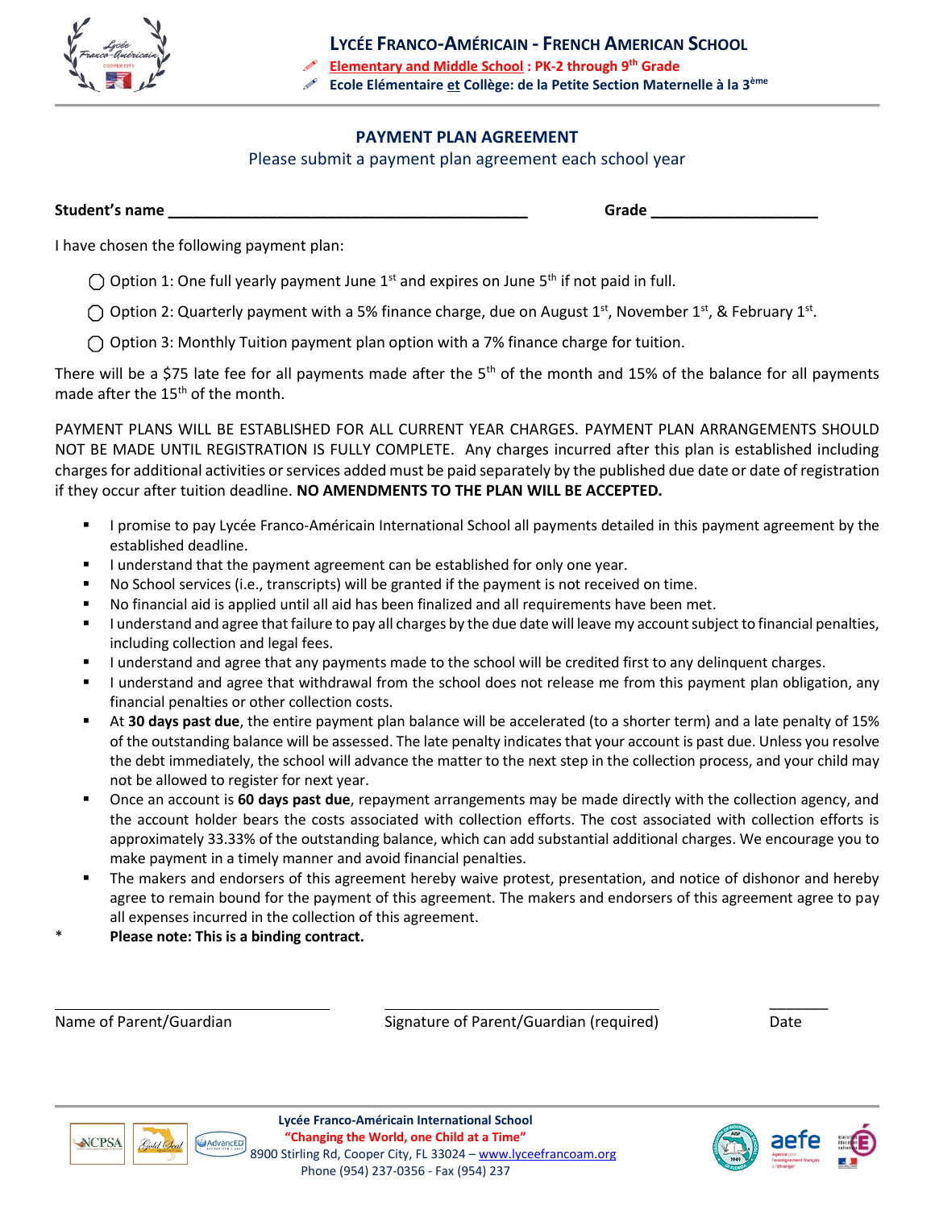# LYCÉE FRANCO-AMÉRICAIN - FRENCH AMERICAN SCHOOL

**Elementary and Middle School : PK-2 through 9th Grade**

**Ecole Elémentaire et Collège: de la Petite Section Maternelle à la 3ème**

## PAYMENT PLAN AGREEMENT

Please submit a payment plan agreement each school year

**Student's name** ____________________________________________ **Grade** ____________________

I have chosen the following payment plan:

◯ Option 1: One full yearly payment June 1st and expires on June 5th if not paid in full.

◯ Option 2: Quarterly payment with a 5% finance charge, due on August 1st, November 1st, & February 1st.

◯ Option 3: Monthly Tuition payment plan option with a 7% finance charge for tuition.

There will be a $75 late fee for all payments made after the 5th of the month and 15% of the balance for all payments made after the 15th of the month.

PAYMENT PLANS WILL BE ESTABLISHED FOR ALL CURRENT YEAR CHARGES. PAYMENT PLAN ARRANGEMENTS SHOULD NOT BE MADE UNTIL REGISTRATION IS FULLY COMPLETE. Any charges incurred after this plan is established including charges for additional activities or services added must be paid separately by the published due date or date of registration if they occur after tuition deadline. **NO AMENDMENTS TO THE PLAN WILL BE ACCEPTED.**

- I promise to pay Lycée Franco-Américain International School all payments detailed in this payment agreement by the established deadline.
- I understand that the payment agreement can be established for only one year.
- No School services (i.e., transcripts) will be granted if the payment is not received on time.
- No financial aid is applied until all aid has been finalized and all requirements have been met.
- I understand and agree that failure to pay all charges by the due date will leave my account subject to financial penalties, including collection and legal fees.
- I understand and agree that any payments made to the school will be credited first to any delinquent charges.
- I understand and agree that withdrawal from the school does not release me from this payment plan obligation, any financial penalties or other collection costs.
- At **30 days past due**, the entire payment plan balance will be accelerated (to a shorter term) and a late penalty of 15% of the outstanding balance will be assessed. The late penalty indicates that your account is past due. Unless you resolve the debt immediately, the school will advance the matter to the next step in the collection process, and your child may not be allowed to register for next year.
- Once an account is **60 days past due**, repayment arrangements may be made directly with the collection agency, and the account holder bears the costs associated with collection efforts. The cost associated with collection efforts is approximately 33.33% of the outstanding balance, which can add substantial additional charges. We encourage you to make payment in a timely manner and avoid financial penalties.
- The makers and endorsers of this agreement hereby waive protest, presentation, and notice of dishonor and hereby agree to remain bound for the payment of this agreement. The makers and endorsers of this agreement agree to pay all expenses incurred in the collection of this agreement.

\* **Please note: This is a binding contract.**

_______________________________ _______________________________ ________

Name of Parent/Guardian Signature of Parent/Guardian (required) Date

**Lycée Franco-Américain International School**

**"Changing the World, one Child at a Time"**

8900 Stirling Rd, Cooper City, FL 33024 – www.lyceefrancoam.org

Phone (954) 237-0356 - Fax (954) 237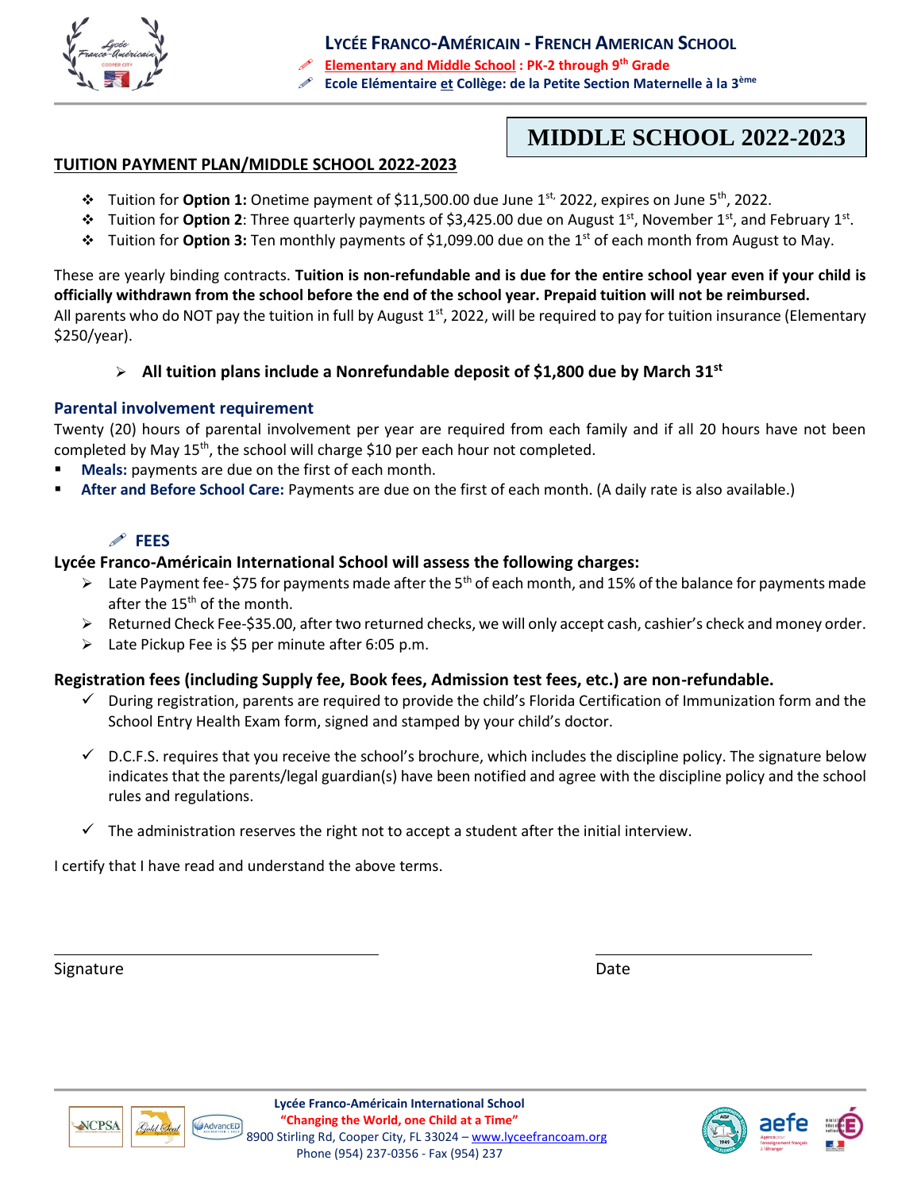# LYCÉE FRANCO-AMÉRICAIN - FRENCH AMERICAN SCHOOL

**Elementary and Middle School : PK-2 through 9th Grade**

**Ecole Elémentaire et Collège: de la Petite Section Maternelle à la 3ème**

## MIDDLE SCHOOL 2022-2023

**TUITION PAYMENT PLAN/MIDDLE SCHOOL 2022-2023**

- Tuition for **Option 1:** Onetime payment of $11,500.00 due June 1st, 2022, expires on June 5th, 2022.
- Tuition for **Option 2**: Three quarterly payments of $3,425.00 due on August 1st, November 1st, and February 1st.
- Tuition for **Option 3:** Ten monthly payments of $1,099.00 due on the 1st of each month from August to May.

These are yearly binding contracts. **Tuition is non-refundable and is due for the entire school year even if your child is officially withdrawn from the school before the end of the school year. Prepaid tuition will not be reimbursed.**
All parents who do NOT pay the tuition in full by August 1st, 2022, will be required to pay for tuition insurance (Elementary $250/year).

- **All tuition plans include a Nonrefundable deposit of $1,800 due by March 31st**

### Parental involvement requirement

Twenty (20) hours of parental involvement per year are required from each family and if all 20 hours have not been completed by May 15th, the school will charge $10 per each hour not completed.

- **Meals:** payments are due on the first of each month.
- **After and Before School Care:** Payments are due on the first of each month. (A daily rate is also available.)

### FEES

**Lycée Franco-Américain International School will assess the following charges:**

- Late Payment fee- $75 for payments made after the 5th of each month, and 15% of the balance for payments made after the 15th of the month.
- Returned Check Fee-$35.00, after two returned checks, we will only accept cash, cashier's check and money order.
- Late Pickup Fee is $5 per minute after 6:05 p.m.

**Registration fees (including Supply fee, Book fees, Admission test fees, etc.) are non-refundable.**

- During registration, parents are required to provide the child's Florida Certification of Immunization form and the School Entry Health Exam form, signed and stamped by your child's doctor.
- D.C.F.S. requires that you receive the school's brochure, which includes the discipline policy. The signature below indicates that the parents/legal guardian(s) have been notified and agree with the discipline policy and the school rules and regulations.
- The administration reserves the right not to accept a student after the initial interview.

I certify that I have read and understand the above terms.

Signature ______________________ Date ______________

**Lycée Franco-Américain International School**
**"Changing the World, one Child at a Time"**
8900 Stirling Rd, Cooper City, FL 33024 – www.lyceefrancoam.org
Phone (954) 237-0356 - Fax (954) 237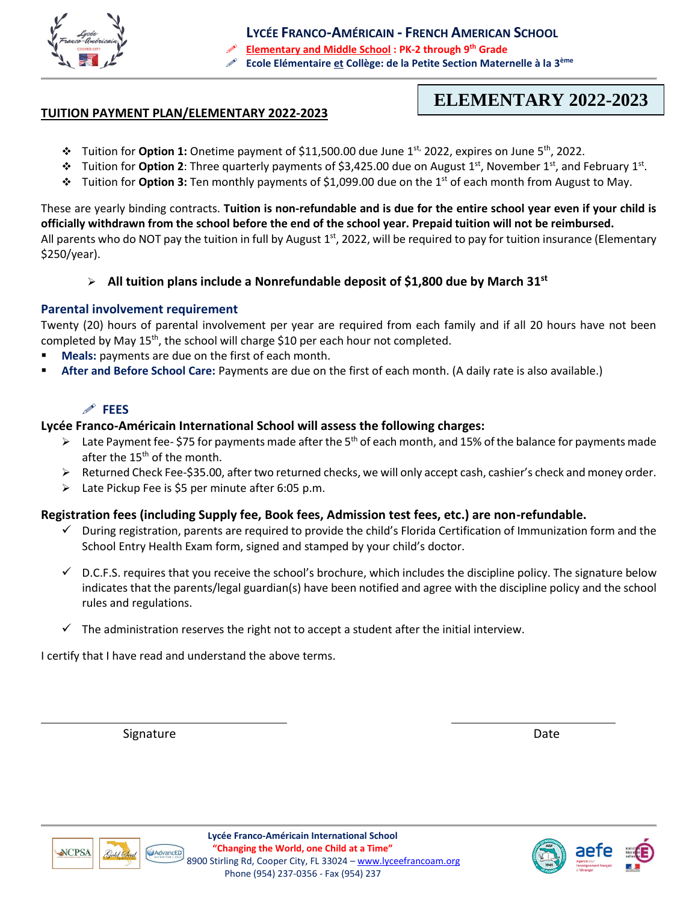# LYCÉE FRANCO-AMÉRICAIN - FRENCH AMERICAN SCHOOL

**Elementary and Middle School : PK-2 through 9th Grade**

**Ecole Elémentaire et Collège: de la Petite Section Maternelle à la 3ème**

## ELEMENTARY 2022-2023

**TUITION PAYMENT PLAN/ELEMENTARY 2022-2023**

- Tuition for **Option 1:** Onetime payment of $11,500.00 due June 1st, 2022, expires on June 5th, 2022.
- Tuition for **Option 2**: Three quarterly payments of $3,425.00 due on August 1st, November 1st, and February 1st.
- Tuition for **Option 3:** Ten monthly payments of $1,099.00 due on the 1st of each month from August to May.

These are yearly binding contracts. **Tuition is non-refundable and is due for the entire school year even if your child is officially withdrawn from the school before the end of the school year. Prepaid tuition will not be reimbursed.**
All parents who do NOT pay the tuition in full by August 1st, 2022, will be required to pay for tuition insurance (Elementary $250/year).

- **All tuition plans include a Nonrefundable deposit of $1,800 due by March 31st**

### Parental involvement requirement

Twenty (20) hours of parental involvement per year are required from each family and if all 20 hours have not been completed by May 15th, the school will charge $10 per each hour not completed.

- **Meals:** payments are due on the first of each month.
- **After and Before School Care:** Payments are due on the first of each month. (A daily rate is also available.)

### FEES

**Lycée Franco-Américain International School will assess the following charges:**

- Late Payment fee- $75 for payments made after the 5th of each month, and 15% of the balance for payments made after the 15th of the month.
- Returned Check Fee-$35.00, after two returned checks, we will only accept cash, cashier's check and money order.
- Late Pickup Fee is $5 per minute after 6:05 p.m.

**Registration fees (including Supply fee, Book fees, Admission test fees, etc.) are non-refundable.**

- During registration, parents are required to provide the child's Florida Certification of Immunization form and the School Entry Health Exam form, signed and stamped by your child's doctor.
- D.C.F.S. requires that you receive the school's brochure, which includes the discipline policy. The signature below indicates that the parents/legal guardian(s) have been notified and agree with the discipline policy and the school rules and regulations.
- The administration reserves the right not to accept a student after the initial interview.

I certify that I have read and understand the above terms.

\_\_\_\_\_\_\_\_\_\_\_\_\_\_\_\_\_\_\_\_\_\_\_\_\_\_\_\_\_\_ \_\_\_\_\_\_\_\_\_\_\_\_\_\_\_\_\_\_\_\_

Signature Date

**Lycée Franco-Américain International School**
**"Changing the World, one Child at a Time"**
8900 Stirling Rd, Cooper City, FL 33024 – www.lyceefrancoam.org
Phone (954) 237-0356 - Fax (954) 237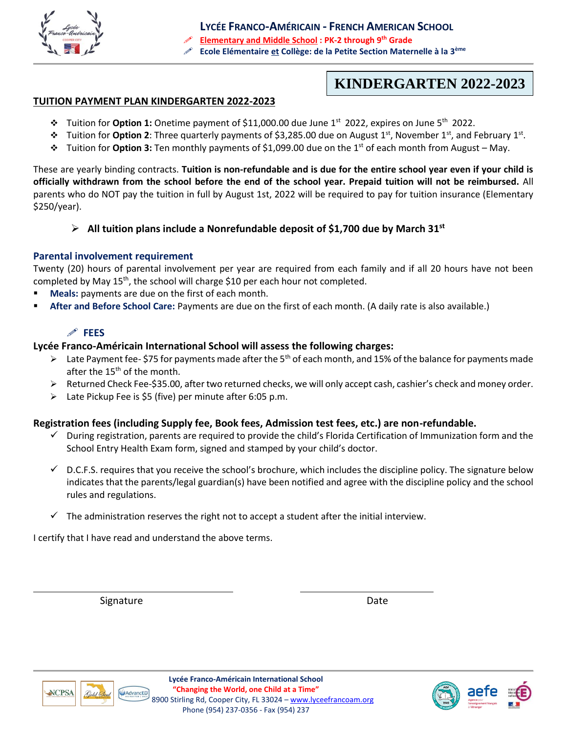# LYCÉE FRANCO-AMÉRICAIN - FRENCH AMERICAN SCHOOL

**Elementary and Middle School : PK-2 through 9th Grade**

**Ecole Elémentaire et Collège: de la Petite Section Maternelle à la 3ème**

## KINDERGARTEN 2022-2023

**TUITION PAYMENT PLAN KINDERGARTEN 2022-2023**

- Tuition for **Option 1:** Onetime payment of $11,000.00 due June 1st 2022, expires on June 5th 2022.
- Tuition for **Option 2**: Three quarterly payments of $3,285.00 due on August 1st, November 1st, and February 1st.
- Tuition for **Option 3:** Ten monthly payments of $1,099.00 due on the 1st of each month from August – May.

These are yearly binding contracts. **Tuition is non-refundable and is due for the entire school year even if your child is officially withdrawn from the school before the end of the school year. Prepaid tuition will not be reimbursed.** All parents who do NOT pay the tuition in full by August 1st, 2022 will be required to pay for tuition insurance (Elementary $250/year).

- **All tuition plans include a Nonrefundable deposit of $1,700 due by March 31st**

### Parental involvement requirement

Twenty (20) hours of parental involvement per year are required from each family and if all 20 hours have not been completed by May 15th, the school will charge $10 per each hour not completed.

- **Meals:** payments are due on the first of each month.
- **After and Before School Care:** Payments are due on the first of each month. (A daily rate is also available.)

### FEES

**Lycée Franco-Américain International School will assess the following charges:**

- Late Payment fee- $75 for payments made after the 5th of each month, and 15% of the balance for payments made after the 15th of the month.
- Returned Check Fee-$35.00, after two returned checks, we will only accept cash, cashier's check and money order.
- Late Pickup Fee is $5 (five) per minute after 6:05 p.m.

**Registration fees (including Supply fee, Book fees, Admission test fees, etc.) are non-refundable.**

- During registration, parents are required to provide the child's Florida Certification of Immunization form and the School Entry Health Exam form, signed and stamped by your child's doctor.
- D.C.F.S. requires that you receive the school's brochure, which includes the discipline policy. The signature below indicates that the parents/legal guardian(s) have been notified and agree with the discipline policy and the school rules and regulations.
- The administration reserves the right not to accept a student after the initial interview.

I certify that I have read and understand the above terms.

\_\_\_\_\_\_\_\_\_\_\_\_\_\_\_\_\_\_\_\_\_\_\_\_\_\_\_\_\_\_ Signature

\_\_\_\_\_\_\_\_\_\_\_\_\_\_\_\_\_\_\_\_ Date

**Lycée Franco-Américain International School**

**"Changing the World, one Child at a Time"**

8900 Stirling Rd, Cooper City, FL 33024 – www.lyceefrancoam.org

Phone (954) 237-0356 - Fax (954) 237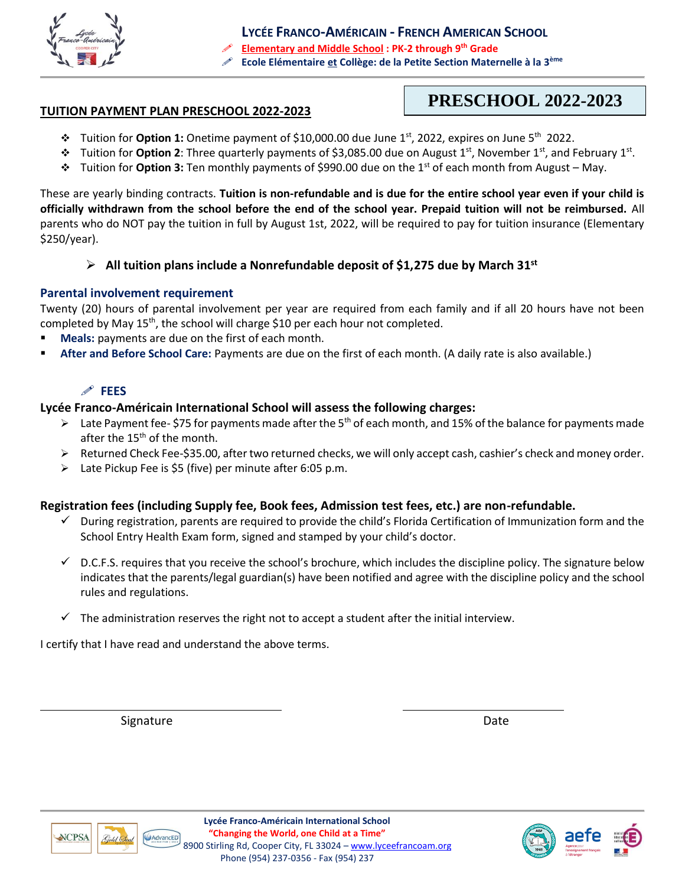# LYCÉE FRANCO-AMÉRICAIN - FRENCH AMERICAN SCHOOL

**Elementary and Middle School : PK-2 through 9th Grade**

**Ecole Elémentaire et Collège: de la Petite Section Maternelle à la 3ème**

## PRESCHOOL 2022-2023

## TUITION PAYMENT PLAN PRESCHOOL 2022-2023

- Tuition for **Option 1:** Onetime payment of $10,000.00 due June 1st, 2022, expires on June 5th 2022.
- Tuition for **Option 2**: Three quarterly payments of $3,085.00 due on August 1st, November 1st, and February 1st.
- Tuition for **Option 3:** Ten monthly payments of $990.00 due on the 1st of each month from August – May.

These are yearly binding contracts. **Tuition is non-refundable and is due for the entire school year even if your child is officially withdrawn from the school before the end of the school year. Prepaid tuition will not be reimbursed.** All parents who do NOT pay the tuition in full by August 1st, 2022, will be required to pay for tuition insurance (Elementary $250/year).

- **All tuition plans include a Nonrefundable deposit of $1,275 due by March 31st**

### Parental involvement requirement

Twenty (20) hours of parental involvement per year are required from each family and if all 20 hours have not been completed by May 15th, the school will charge $10 per each hour not completed.

- **Meals:** payments are due on the first of each month.
- **After and Before School Care:** Payments are due on the first of each month. (A daily rate is also available.)

### FEES

**Lycée Franco-Américain International School will assess the following charges:**

- Late Payment fee- $75 for payments made after the 5th of each month, and 15% of the balance for payments made after the 15th of the month.
- Returned Check Fee-$35.00, after two returned checks, we will only accept cash, cashier's check and money order.
- Late Pickup Fee is $5 (five) per minute after 6:05 p.m.

**Registration fees (including Supply fee, Book fees, Admission test fees, etc.) are non-refundable.**

- During registration, parents are required to provide the child's Florida Certification of Immunization form and the School Entry Health Exam form, signed and stamped by your child's doctor.
- D.C.F.S. requires that you receive the school's brochure, which includes the discipline policy. The signature below indicates that the parents/legal guardian(s) have been notified and agree with the discipline policy and the school rules and regulations.
- The administration reserves the right not to accept a student after the initial interview.

I certify that I have read and understand the above terms.

\_\_\_\_\_\_\_\_\_\_\_\_\_\_\_\_\_\_\_\_\_\_\_\_\_\_\_\_ Signature

\_\_\_\_\_\_\_\_\_\_\_\_\_\_\_\_\_\_\_\_ Date

Lycée Franco-Américain International School
"Changing the World, one Child at a Time"
8900 Stirling Rd, Cooper City, FL 33024 – www.lyceefrancoam.org
Phone (954) 237-0356 - Fax (954) 237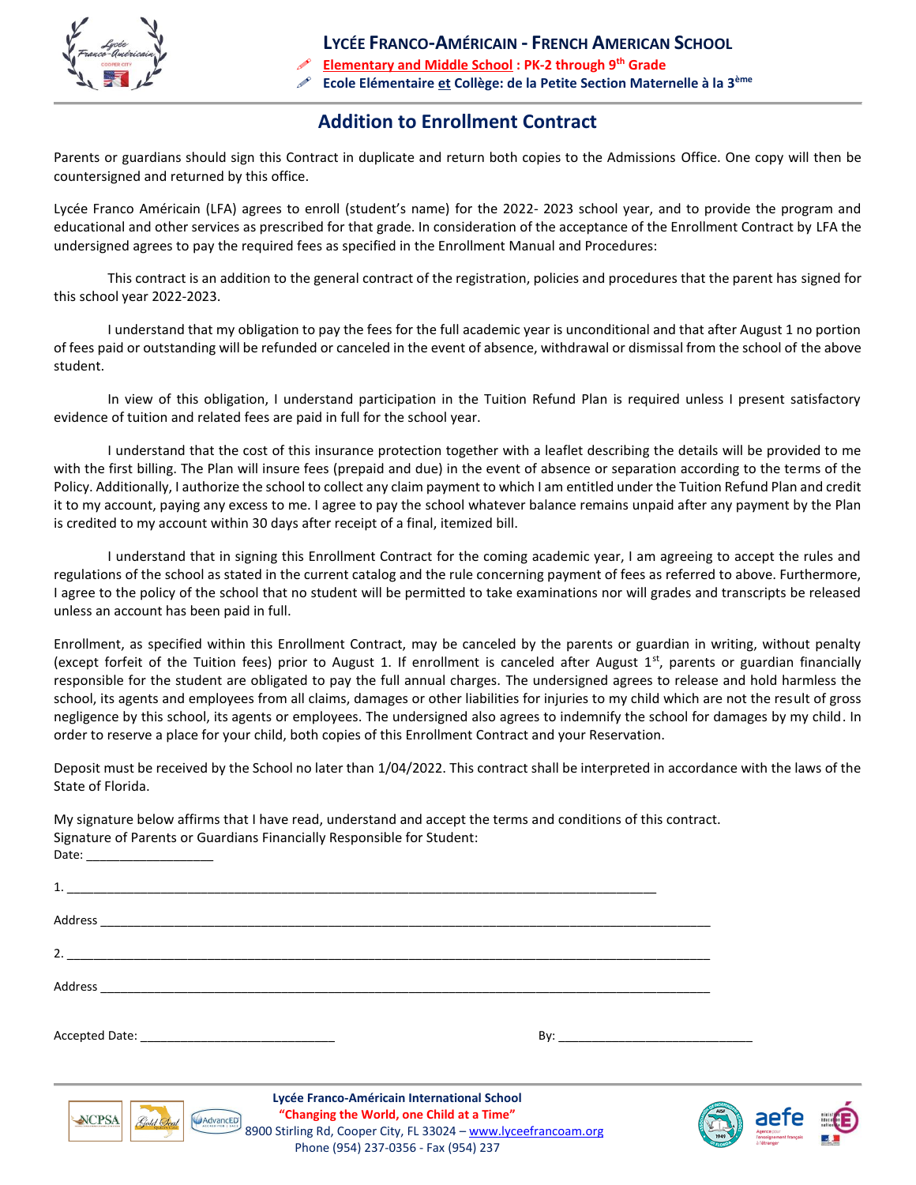# LYCÉE FRANCO-AMÉRICAIN - FRENCH AMERICAN SCHOOL

**Elementary and Middle School : PK-2 through 9th Grade**

**Ecole Elémentaire et Collège: de la Petite Section Maternelle à la 3ème**

## Addition to Enrollment Contract

Parents or guardians should sign this Contract in duplicate and return both copies to the Admissions Office. One copy will then be countersigned and returned by this office.

Lycée Franco Américain (LFA) agrees to enroll (student's name) for the 2022- 2023 school year, and to provide the program and educational and other services as prescribed for that grade. In consideration of the acceptance of the Enrollment Contract by LFA the undersigned agrees to pay the required fees as specified in the Enrollment Manual and Procedures:

This contract is an addition to the general contract of the registration, policies and procedures that the parent has signed for this school year 2022-2023.

I understand that my obligation to pay the fees for the full academic year is unconditional and that after August 1 no portion of fees paid or outstanding will be refunded or canceled in the event of absence, withdrawal or dismissal from the school of the above student.

In view of this obligation, I understand participation in the Tuition Refund Plan is required unless I present satisfactory evidence of tuition and related fees are paid in full for the school year.

I understand that the cost of this insurance protection together with a leaflet describing the details will be provided to me with the first billing. The Plan will insure fees (prepaid and due) in the event of absence or separation according to the terms of the Policy. Additionally, I authorize the school to collect any claim payment to which I am entitled under the Tuition Refund Plan and credit it to my account, paying any excess to me. I agree to pay the school whatever balance remains unpaid after any payment by the Plan is credited to my account within 30 days after receipt of a final, itemized bill.

I understand that in signing this Enrollment Contract for the coming academic year, I am agreeing to accept the rules and regulations of the school as stated in the current catalog and the rule concerning payment of fees as referred to above. Furthermore, I agree to the policy of the school that no student will be permitted to take examinations nor will grades and transcripts be released unless an account has been paid in full.

Enrollment, as specified within this Enrollment Contract, may be canceled by the parents or guardian in writing, without penalty (except forfeit of the Tuition fees) prior to August 1. If enrollment is canceled after August 1st, parents or guardian financially responsible for the student are obligated to pay the full annual charges. The undersigned agrees to release and hold harmless the school, its agents and employees from all claims, damages or other liabilities for injuries to my child which are not the result of gross negligence by this school, its agents or employees. The undersigned also agrees to indemnify the school for damages by my child. In order to reserve a place for your child, both copies of this Enrollment Contract and your Reservation.

Deposit must be received by the School no later than 1/04/2022. This contract shall be interpreted in accordance with the laws of the State of Florida.

My signature below affirms that I have read, understand and accept the terms and conditions of this contract.
Signature of Parents or Guardians Financially Responsible for Student:
Date: __________________

1. ____________________________________________________________________________________

Address ____________________________________________________________________________________

2. ____________________________________________________________________________________

Address ____________________________________________________________________________________

Accepted Date: _____________________________ By: _____________________________

**Lycée Franco-Américain International School**
**"Changing the World, one Child at a Time"**
8900 Stirling Rd, Cooper City, FL 33024 – www.lyceefrancoam.org
Phone (954) 237-0356 - Fax (954) 237